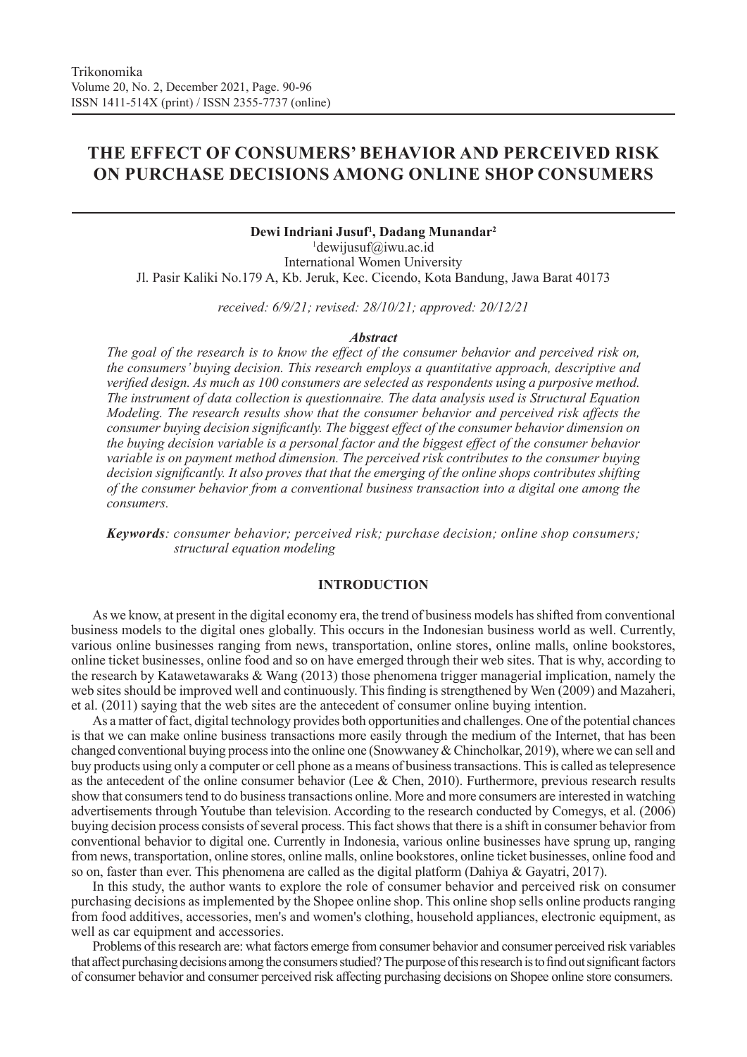# THE EFFECT OF CONSUMERS' BEHAVIOR AND PERCEIVED RISK ON PURCHASE DECISIONS AMONG ONLINE SHOP CONSUMERS

**Dewi Indriani Jusuf[1], Dadang Munandar[2]**

[1]dewijusuf@iwu.ac.id
International Women University
Jl. Pasir Kaliki No.179 A, Kb. Jeruk, Kec. Cicendo, Kota Bandung, Jawa Barat 40173

*received: 6/9/21; revised: 28/10/21; approved: 20/12/21*

***Abstract***

*The goal of the research is to know the effect of the consumer behavior and perceived risk on, the consumers' buying decision. This research employs a quantitative approach, descriptive and verified design. As much as 100 consumers are selected as respondents using a purposive method. The instrument of data collection is questionnaire. The data analysis used is Structural Equation Modeling. The research results show that the consumer behavior and perceived risk affects the consumer buying decision significantly. The biggest effect of the consumer behavior dimension on the buying decision variable is a personal factor and the biggest effect of the consumer behavior variable is on payment method dimension. The perceived risk contributes to the consumer buying decision significantly. It also proves that that the emerging of the online shops contributes shifting of the consumer behavior from a conventional business transaction into a digital one among the consumers.*

***Keywords****: consumer behavior; perceived risk; purchase decision; online shop consumers; structural equation modeling*

## INTRODUCTION

As we know, at present in the digital economy era, the trend of business models has shifted from conventional business models to the digital ones globally. This occurs in the Indonesian business world as well. Currently, various online businesses ranging from news, transportation, online stores, online malls, online bookstores, online ticket businesses, online food and so on have emerged through their web sites. That is why, according to the research by Katawetawaraks & Wang (2013) those phenomena trigger managerial implication, namely the web sites should be improved well and continuously. This finding is strengthened by Wen (2009) and Mazaheri, et al. (2011) saying that the web sites are the antecedent of consumer online buying intention.

As a matter of fact, digital technology provides both opportunities and challenges. One of the potential chances is that we can make online business transactions more easily through the medium of the Internet, that has been changed conventional buying process into the online one (Snowwaney & Chincholkar, 2019), where we can sell and buy products using only a computer or cell phone as a means of business transactions. This is called as telepresence as the antecedent of the online consumer behavior (Lee & Chen, 2010). Furthermore, previous research results show that consumers tend to do business transactions online. More and more consumers are interested in watching advertisements through Youtube than television. According to the research conducted by Comegys, et al. (2006) buying decision process consists of several process. This fact shows that there is a shift in consumer behavior from conventional behavior to digital one. Currently in Indonesia, various online businesses have sprung up, ranging from news, transportation, online stores, online malls, online bookstores, online ticket businesses, online food and so on, faster than ever. This phenomena are called as the digital platform (Dahiya & Gayatri, 2017).

In this study, the author wants to explore the role of consumer behavior and perceived risk on consumer purchasing decisions as implemented by the Shopee online shop. This online shop sells online products ranging from food additives, accessories, men's and women's clothing, household appliances, electronic equipment, as well as car equipment and accessories.

Problems of this research are: what factors emerge from consumer behavior and consumer perceived risk variables that affect purchasing decisions among the consumers studied? The purpose of this research is to find out significant factors of consumer behavior and consumer perceived risk affecting purchasing decisions on Shopee online store consumers.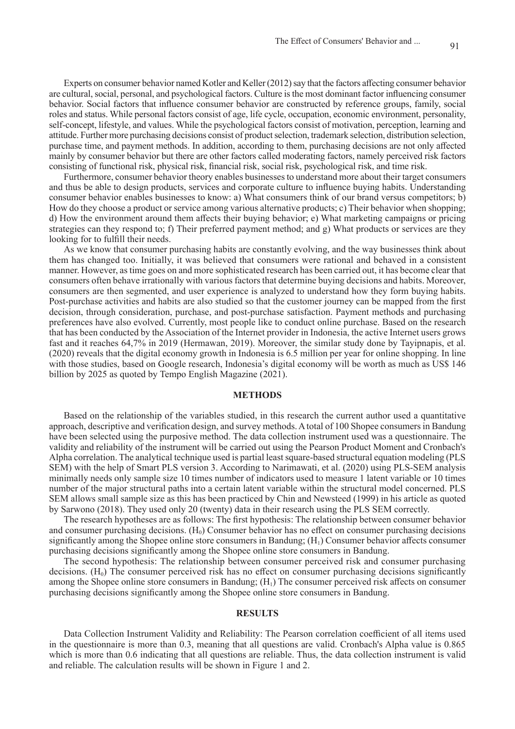Experts on consumer behavior named Kotler and Keller (2012) say that the factors affecting consumer behavior are cultural, social, personal, and psychological factors. Culture is the most dominant factor influencing consumer behavior. Social factors that influence consumer behavior are constructed by reference groups, family, social roles and status. While personal factors consist of age, life cycle, occupation, economic environment, personality, self-concept, lifestyle, and values. While the psychological factors consist of motivation, perception, learning and attitude. Further more purchasing decisions consist of product selection, trademark selection, distribution selection, purchase time, and payment methods. In addition, according to them, purchasing decisions are not only affected mainly by consumer behavior but there are other factors called moderating factors, namely perceived risk factors consisting of functional risk, physical risk, financial risk, social risk, psychological risk, and time risk.

Furthermore, consumer behavior theory enables businesses to understand more about their target consumers and thus be able to design products, services and corporate culture to influence buying habits. Understanding consumer behavior enables businesses to know: a) What consumers think of our brand versus competitors; b) How do they choose a product or service among various alternative products; c) Their behavior when shopping; d) How the environment around them affects their buying behavior; e) What marketing campaigns or pricing strategies can they respond to; f) Their preferred payment method; and g) What products or services are they looking for to fulfill their needs.

As we know that consumer purchasing habits are constantly evolving, and the way businesses think about them has changed too. Initially, it was believed that consumers were rational and behaved in a consistent manner. However, as time goes on and more sophisticated research has been carried out, it has become clear that consumers often behave irrationally with various factors that determine buying decisions and habits. Moreover, consumers are then segmented, and user experience is analyzed to understand how they form buying habits. Post-purchase activities and habits are also studied so that the customer journey can be mapped from the first decision, through consideration, purchase, and post-purchase satisfaction. Payment methods and purchasing preferences have also evolved. Currently, most people like to conduct online purchase. Based on the research that has been conducted by the Association of the Internet provider in Indonesia, the active Internet users grows fast and it reaches 64,7% in 2019 (Hermawan, 2019). Moreover, the similar study done by Tayipnapis, et al. (2020) reveals that the digital economy growth in Indonesia is 6.5 million per year for online shopping. In line with those studies, based on Google research, Indonesia's digital economy will be worth as much as US$ 146 billion by 2025 as quoted by Tempo English Magazine (2021).

## METHODS

Based on the relationship of the variables studied, in this research the current author used a quantitative approach, descriptive and verification design, and survey methods. A total of 100 Shopee consumers in Bandung have been selected using the purposive method. The data collection instrument used was a questionnaire. The validity and reliability of the instrument will be carried out using the Pearson Product Moment and Cronbach's Alpha correlation. The analytical technique used is partial least square-based structural equation modeling (PLS SEM) with the help of Smart PLS version 3. According to Narimawati, et al. (2020) using PLS-SEM analysis minimally needs only sample size 10 times number of indicators used to measure 1 latent variable or 10 times number of the major structural paths into a certain latent variable within the structural model concerned. PLS SEM allows small sample size as this has been practiced by Chin and Newsteed (1999) in his article as quoted by Sarwono (2018). They used only 20 (twenty) data in their research using the PLS SEM correctly.

The research hypotheses are as follows: The first hypothesis: The relationship between consumer behavior and consumer purchasing decisions. ($H_0$) Consumer behavior has no effect on consumer purchasing decisions significantly among the Shopee online store consumers in Bandung; ($H_1$) Consumer behavior affects consumer purchasing decisions significantly among the Shopee online store consumers in Bandung.

The second hypothesis: The relationship between consumer perceived risk and consumer purchasing decisions. ($H_0$) The consumer perceived risk has no effect on consumer purchasing decisions significantly among the Shopee online store consumers in Bandung; ($H_1$) The consumer perceived risk affects on consumer purchasing decisions significantly among the Shopee online store consumers in Bandung.

## RESULTS

Data Collection Instrument Validity and Reliability: The Pearson correlation coefficient of all items used in the questionnaire is more than 0.3, meaning that all questions are valid. Cronbach's Alpha value is 0.865 which is more than 0.6 indicating that all questions are reliable. Thus, the data collection instrument is valid and reliable. The calculation results will be shown in Figure 1 and 2.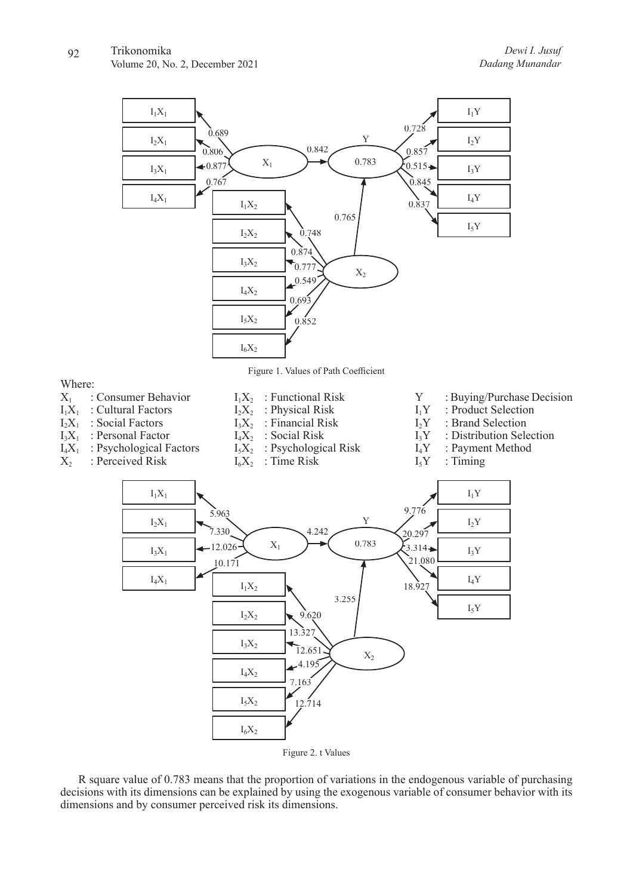Figure 1. Values of Path Coefficient

Where:

| | | | | | |
|---|---|---|---|---|---|
| $X_1$ | : Consumer Behavior | $I_1X_2$ | : Functional Risk | Y | : Buying/Purchase Decision |
| $I_1X_1$ | : Cultural Factors | $I_2X_2$ | : Physical Risk | $I_1Y$ | : Product Selection |
| $I_2X_1$ | : Social Factors | $I_3X_2$ | : Financial Risk | $I_2Y$ | : Brand Selection |
| $I_3X_1$ | : Personal Factor | $I_4X_2$ | : Social Risk | $I_3Y$ | : Distribution Selection |
| $I_4X_1$ | : Psychological Factors | $I_5X_2$ | : Psychological Risk | $I_4Y$ | : Payment Method |
| $X_2$ | : Perceived Risk | $I_6X_2$ | : Time Risk | $I_5Y$ | : Timing |

Figure 2. t Values

R square value of 0.783 means that the proportion of variations in the endogenous variable of purchasing decisions with its dimensions can be explained by using the exogenous variable of consumer behavior with its dimensions and by consumer perceived risk its dimensions.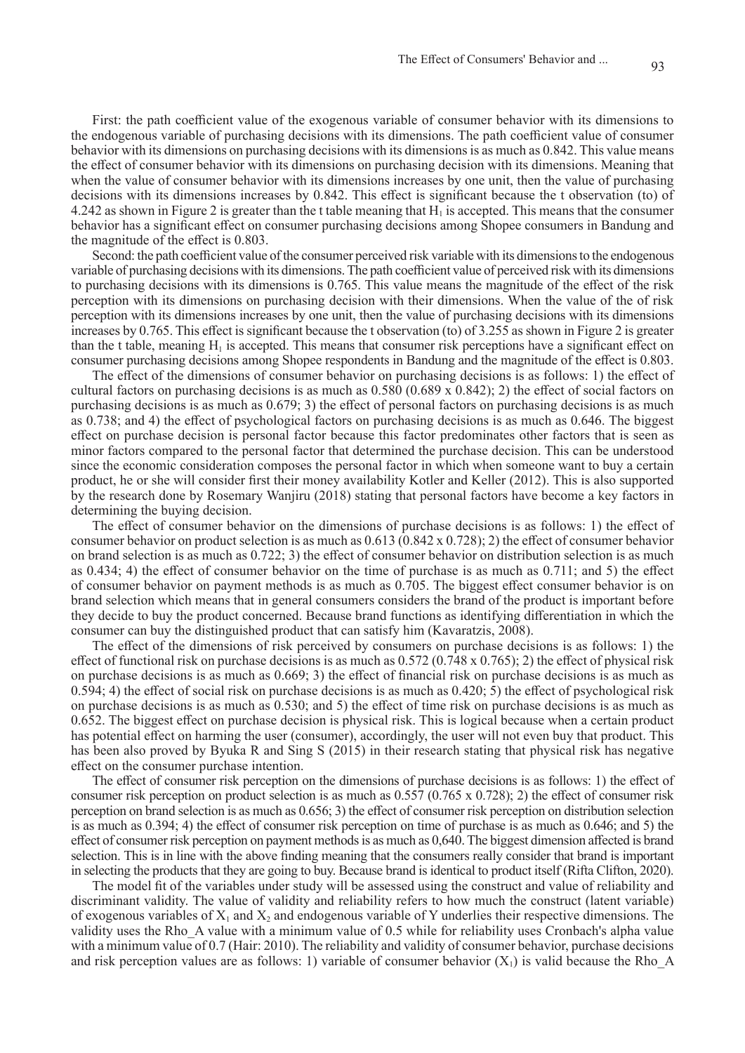First: the path coefficient value of the exogenous variable of consumer behavior with its dimensions to the endogenous variable of purchasing decisions with its dimensions. The path coefficient value of consumer behavior with its dimensions on purchasing decisions with its dimensions is as much as 0.842. This value means the effect of consumer behavior with its dimensions on purchasing decision with its dimensions. Meaning that when the value of consumer behavior with its dimensions increases by one unit, then the value of purchasing decisions with its dimensions increases by 0.842. This effect is significant because the t observation (to) of 4.242 as shown in Figure 2 is greater than the t table meaning that $H_1$ is accepted. This means that the consumer behavior has a significant effect on consumer purchasing decisions among Shopee consumers in Bandung and the magnitude of the effect is 0.803.

Second: the path coefficient value of the consumer perceived risk variable with its dimensions to the endogenous variable of purchasing decisions with its dimensions. The path coefficient value of perceived risk with its dimensions to purchasing decisions with its dimensions is 0.765. This value means the magnitude of the effect of the risk perception with its dimensions on purchasing decision with their dimensions. When the value of the of risk perception with its dimensions increases by one unit, then the value of purchasing decisions with its dimensions increases by 0.765. This effect is significant because the t observation (to) of 3.255 as shown in Figure 2 is greater than the t table, meaning $H_1$ is accepted. This means that consumer risk perceptions have a significant effect on consumer purchasing decisions among Shopee respondents in Bandung and the magnitude of the effect is 0.803.

The effect of the dimensions of consumer behavior on purchasing decisions is as follows: 1) the effect of cultural factors on purchasing decisions is as much as 0.580 (0.689 x 0.842); 2) the effect of social factors on purchasing decisions is as much as 0.679; 3) the effect of personal factors on purchasing decisions is as much as 0.738; and 4) the effect of psychological factors on purchasing decisions is as much as 0.646. The biggest effect on purchase decision is personal factor because this factor predominates other factors that is seen as minor factors compared to the personal factor that determined the purchase decision. This can be understood since the economic consideration composes the personal factor in which when someone want to buy a certain product, he or she will consider first their money availability Kotler and Keller (2012). This is also supported by the research done by Rosemary Wanjiru (2018) stating that personal factors have become a key factors in determining the buying decision.

The effect of consumer behavior on the dimensions of purchase decisions is as follows: 1) the effect of consumer behavior on product selection is as much as 0.613 (0.842 x 0.728); 2) the effect of consumer behavior on brand selection is as much as 0.722; 3) the effect of consumer behavior on distribution selection is as much as 0.434; 4) the effect of consumer behavior on the time of purchase is as much as 0.711; and 5) the effect of consumer behavior on payment methods is as much as 0.705. The biggest effect consumer behavior is on brand selection which means that in general consumers considers the brand of the product is important before they decide to buy the product concerned. Because brand functions as identifying differentiation in which the consumer can buy the distinguished product that can satisfy him (Kavaratzis, 2008).

The effect of the dimensions of risk perceived by consumers on purchase decisions is as follows: 1) the effect of functional risk on purchase decisions is as much as 0.572 (0.748 x 0.765); 2) the effect of physical risk on purchase decisions is as much as 0.669; 3) the effect of financial risk on purchase decisions is as much as 0.594; 4) the effect of social risk on purchase decisions is as much as 0.420; 5) the effect of psychological risk on purchase decisions is as much as 0.530; and 5) the effect of time risk on purchase decisions is as much as 0.652. The biggest effect on purchase decision is physical risk. This is logical because when a certain product has potential effect on harming the user (consumer), accordingly, the user will not even buy that product. This has been also proved by Byuka R and Sing S (2015) in their research stating that physical risk has negative effect on the consumer purchase intention.

The effect of consumer risk perception on the dimensions of purchase decisions is as follows: 1) the effect of consumer risk perception on product selection is as much as 0.557 (0.765 x 0.728); 2) the effect of consumer risk perception on brand selection is as much as 0.656; 3) the effect of consumer risk perception on distribution selection is as much as 0.394; 4) the effect of consumer risk perception on time of purchase is as much as 0.646; and 5) the effect of consumer risk perception on payment methods is as much as 0,640. The biggest dimension affected is brand selection. This is in line with the above finding meaning that the consumers really consider that brand is important in selecting the products that they are going to buy. Because brand is identical to product itself (Rifta Clifton, 2020).

The model fit of the variables under study will be assessed using the construct and value of reliability and discriminant validity. The value of validity and reliability refers to how much the construct (latent variable) of exogenous variables of $X_1$ and $X_2$ and endogenous variable of Y underlies their respective dimensions. The validity uses the Rho_A value with a minimum value of 0.5 while for reliability uses Cronbach's alpha value with a minimum value of 0.7 (Hair: 2010). The reliability and validity of consumer behavior, purchase decisions and risk perception values are as follows: 1) variable of consumer behavior ($X_1$) is valid because the Rho_A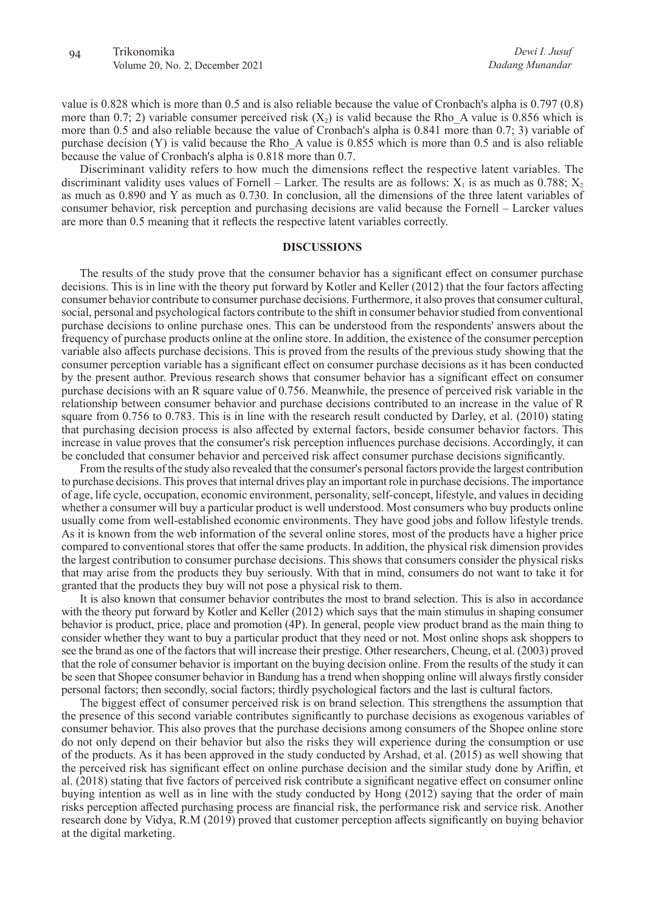value is 0.828 which is more than 0.5 and is also reliable because the value of Cronbach's alpha is 0.797 (0.8) more than 0.7; 2) variable consumer perceived risk ($X_2$) is valid because the Rho_A value is 0.856 which is more than 0.5 and also reliable because the value of Cronbach's alpha is 0.841 more than 0.7; 3) variable of purchase decision (Y) is valid because the Rho_A value is 0.855 which is more than 0.5 and is also reliable because the value of Cronbach's alpha is 0.818 more than 0.7.

Discriminant validity refers to how much the dimensions reflect the respective latent variables. The discriminant validity uses values of Fornell – Larker. The results are as follows: $X_1$ is as much as 0.788; $X_2$ as much as 0.890 and Y as much as 0.730. In conclusion, all the dimensions of the three latent variables of consumer behavior, risk perception and purchasing decisions are valid because the Fornell – Larcker values are more than 0.5 meaning that it reflects the respective latent variables correctly.

## DISCUSSIONS

The results of the study prove that the consumer behavior has a significant effect on consumer purchase decisions. This is in line with the theory put forward by Kotler and Keller (2012) that the four factors affecting consumer behavior contribute to consumer purchase decisions. Furthermore, it also proves that consumer cultural, social, personal and psychological factors contribute to the shift in consumer behavior studied from conventional purchase decisions to online purchase ones. This can be understood from the respondents' answers about the frequency of purchase products online at the online store. In addition, the existence of the consumer perception variable also affects purchase decisions. This is proved from the results of the previous study showing that the consumer perception variable has a significant effect on consumer purchase decisions as it has been conducted by the present author. Previous research shows that consumer behavior has a significant effect on consumer purchase decisions with an R square value of 0.756. Meanwhile, the presence of perceived risk variable in the relationship between consumer behavior and purchase decisions contributed to an increase in the value of R square from 0.756 to 0.783. This is in line with the research result conducted by Darley, et al. (2010) stating that purchasing decision process is also affected by external factors, beside consumer behavior factors. This increase in value proves that the consumer's risk perception influences purchase decisions. Accordingly, it can be concluded that consumer behavior and perceived risk affect consumer purchase decisions significantly.

From the results of the study also revealed that the consumer's personal factors provide the largest contribution to purchase decisions. This proves that internal drives play an important role in purchase decisions. The importance of age, life cycle, occupation, economic environment, personality, self-concept, lifestyle, and values in deciding whether a consumer will buy a particular product is well understood. Most consumers who buy products online usually come from well-established economic environments. They have good jobs and follow lifestyle trends. As it is known from the web information of the several online stores, most of the products have a higher price compared to conventional stores that offer the same products. In addition, the physical risk dimension provides the largest contribution to consumer purchase decisions. This shows that consumers consider the physical risks that may arise from the products they buy seriously. With that in mind, consumers do not want to take it for granted that the products they buy will not pose a physical risk to them.

It is also known that consumer behavior contributes the most to brand selection. This is also in accordance with the theory put forward by Kotler and Keller (2012) which says that the main stimulus in shaping consumer behavior is product, price, place and promotion (4P). In general, people view product brand as the main thing to consider whether they want to buy a particular product that they need or not. Most online shops ask shoppers to see the brand as one of the factors that will increase their prestige. Other researchers, Cheung, et al. (2003) proved that the role of consumer behavior is important on the buying decision online. From the results of the study it can be seen that Shopee consumer behavior in Bandung has a trend when shopping online will always firstly consider personal factors; then secondly, social factors; thirdly psychological factors and the last is cultural factors.

The biggest effect of consumer perceived risk is on brand selection. This strengthens the assumption that the presence of this second variable contributes significantly to purchase decisions as exogenous variables of consumer behavior. This also proves that the purchase decisions among consumers of the Shopee online store do not only depend on their behavior but also the risks they will experience during the consumption or use of the products. As it has been approved in the study conducted by Arshad, et al. (2015) as well showing that the perceived risk has significant effect on online purchase decision and the similar study done by Ariffin, et al. (2018) stating that five factors of perceived risk contribute a significant negative effect on consumer online buying intention as well as in line with the study conducted by Hong (2012) saying that the order of main risks perception affected purchasing process are financial risk, the performance risk and service risk. Another research done by Vidya, R.M (2019) proved that customer perception affects significantly on buying behavior at the digital marketing.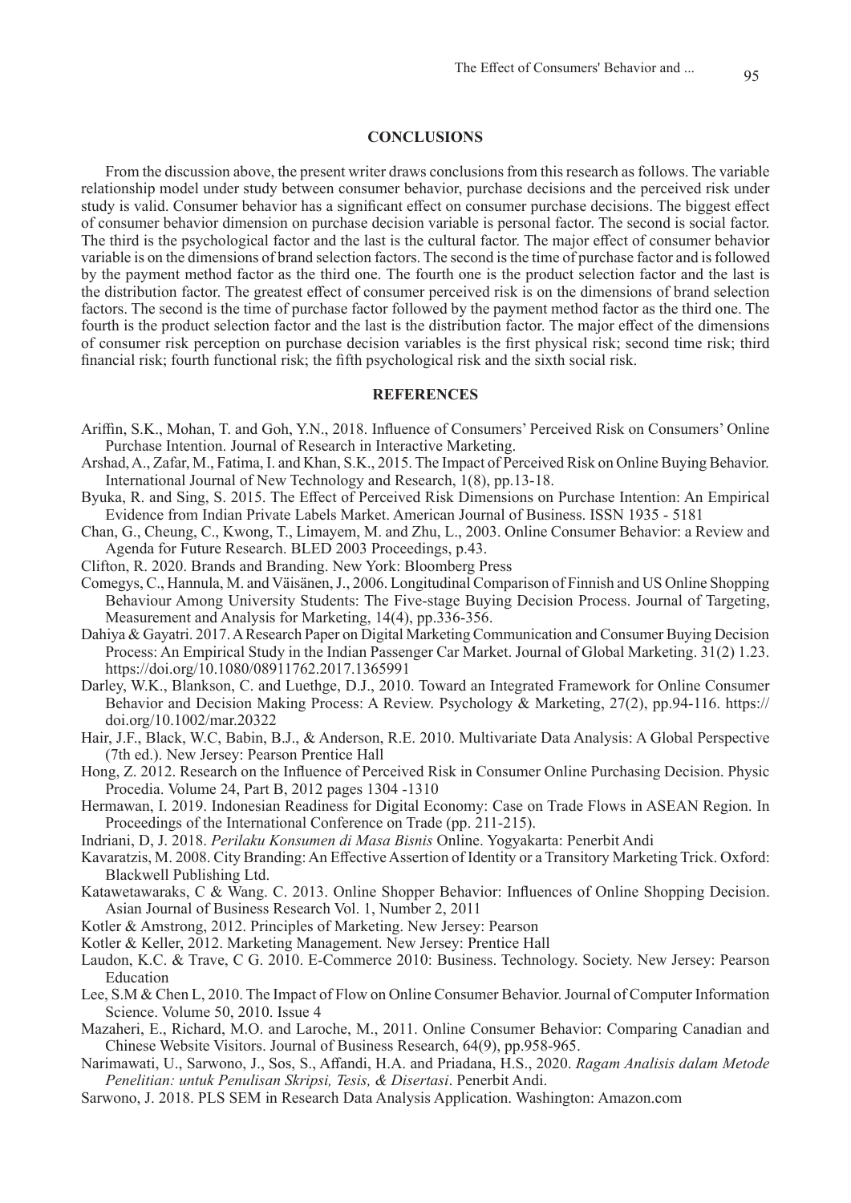## CONCLUSIONS

From the discussion above, the present writer draws conclusions from this research as follows. The variable relationship model under study between consumer behavior, purchase decisions and the perceived risk under study is valid. Consumer behavior has a significant effect on consumer purchase decisions. The biggest effect of consumer behavior dimension on purchase decision variable is personal factor. The second is social factor. The third is the psychological factor and the last is the cultural factor. The major effect of consumer behavior variable is on the dimensions of brand selection factors. The second is the time of purchase factor and is followed by the payment method factor as the third one. The fourth one is the product selection factor and the last is the distribution factor. The greatest effect of consumer perceived risk is on the dimensions of brand selection factors. The second is the time of purchase factor followed by the payment method factor as the third one. The fourth is the product selection factor and the last is the distribution factor. The major effect of the dimensions of consumer risk perception on purchase decision variables is the first physical risk; second time risk; third financial risk; fourth functional risk; the fifth psychological risk and the sixth social risk.

## REFERENCES

Ariffin, S.K., Mohan, T. and Goh, Y.N., 2018. Influence of Consumers' Perceived Risk on Consumers' Online Purchase Intention. Journal of Research in Interactive Marketing.

Arshad, A., Zafar, M., Fatima, I. and Khan, S.K., 2015. The Impact of Perceived Risk on Online Buying Behavior. International Journal of New Technology and Research, 1(8), pp.13-18.

Byuka, R. and Sing, S. 2015. The Effect of Perceived Risk Dimensions on Purchase Intention: An Empirical Evidence from Indian Private Labels Market. American Journal of Business. ISSN 1935 - 5181

Chan, G., Cheung, C., Kwong, T., Limayem, M. and Zhu, L., 2003. Online Consumer Behavior: a Review and Agenda for Future Research. BLED 2003 Proceedings, p.43.

Clifton, R. 2020. Brands and Branding. New York: Bloomberg Press

Comegys, C., Hannula, M. and Väisänen, J., 2006. Longitudinal Comparison of Finnish and US Online Shopping Behaviour Among University Students: The Five-stage Buying Decision Process. Journal of Targeting, Measurement and Analysis for Marketing, 14(4), pp.336-356.

Dahiya & Gayatri. 2017. A Research Paper on Digital Marketing Communication and Consumer Buying Decision Process: An Empirical Study in the Indian Passenger Car Market. Journal of Global Marketing. 31(2) 1.23. https://doi.org/10.1080/08911762.2017.1365991

Darley, W.K., Blankson, C. and Luethge, D.J., 2010. Toward an Integrated Framework for Online Consumer Behavior and Decision Making Process: A Review. Psychology & Marketing, 27(2), pp.94-116. https://doi.org/10.1002/mar.20322

Hair, J.F., Black, W.C, Babin, B.J., & Anderson, R.E. 2010. Multivariate Data Analysis: A Global Perspective (7th ed.). New Jersey: Pearson Prentice Hall

Hong, Z. 2012. Research on the Influence of Perceived Risk in Consumer Online Purchasing Decision. Physic Procedia. Volume 24, Part B, 2012 pages 1304 -1310

Hermawan, I. 2019. Indonesian Readiness for Digital Economy: Case on Trade Flows in ASEAN Region. In Proceedings of the International Conference on Trade (pp. 211-215).

Indriani, D, J. 2018. *Perilaku Konsumen di Masa Bisnis* Online. Yogyakarta: Penerbit Andi

Kavaratzis, M. 2008. City Branding: An Effective Assertion of Identity or a Transitory Marketing Trick. Oxford: Blackwell Publishing Ltd.

Katawetawaraks, C & Wang. C. 2013. Online Shopper Behavior: Influences of Online Shopping Decision. Asian Journal of Business Research Vol. 1, Number 2, 2011

Kotler & Amstrong, 2012. Principles of Marketing. New Jersey: Pearson

Kotler & Keller, 2012. Marketing Management. New Jersey: Prentice Hall

Laudon, K.C. & Trave, C G. 2010. E-Commerce 2010: Business. Technology. Society. New Jersey: Pearson Education

Lee, S.M & Chen L, 2010. The Impact of Flow on Online Consumer Behavior. Journal of Computer Information Science. Volume 50, 2010. Issue 4

Mazaheri, E., Richard, M.O. and Laroche, M., 2011. Online Consumer Behavior: Comparing Canadian and Chinese Website Visitors. Journal of Business Research, 64(9), pp.958-965.

Narimawati, U., Sarwono, J., Sos, S., Affandi, H.A. and Priadana, H.S., 2020. *Ragam Analisis dalam Metode Penelitian: untuk Penulisan Skripsi, Tesis, & Disertasi*. Penerbit Andi.

Sarwono, J. 2018. PLS SEM in Research Data Analysis Application. Washington: Amazon.com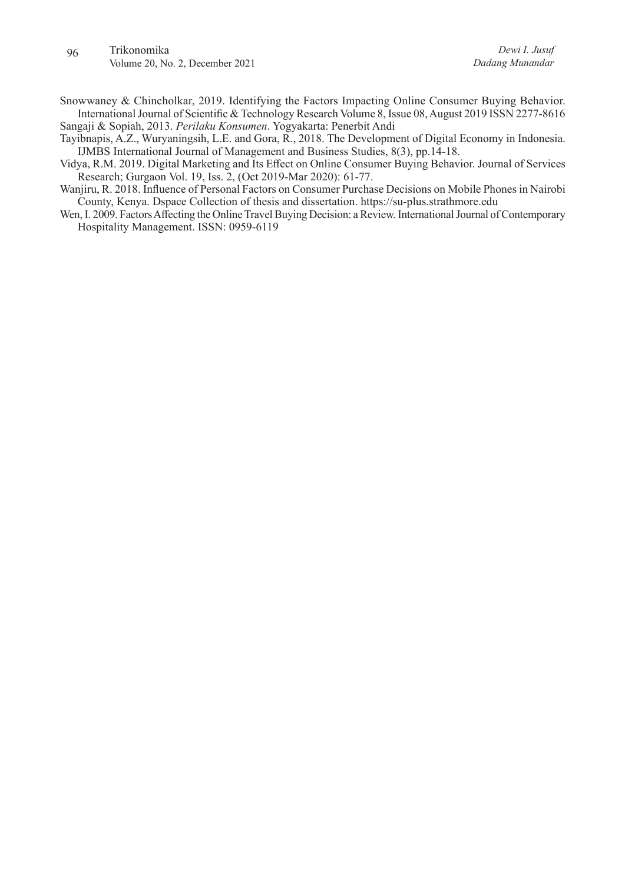Snowwaney & Chincholkar, 2019. Identifying the Factors Impacting Online Consumer Buying Behavior. International Journal of Scientific & Technology Research Volume 8, Issue 08, August 2019 ISSN 2277-8616

Sangaji & Sopiah, 2013. *Perilaku Konsumen*. Yogyakarta: Penerbit Andi

Tayibnapis, A.Z., Wuryaningsih, L.E. and Gora, R., 2018. The Development of Digital Economy in Indonesia. IJMBS International Journal of Management and Business Studies, 8(3), pp.14-18.

Vidya, R.M. 2019. Digital Marketing and Its Effect on Online Consumer Buying Behavior. Journal of Services Research; Gurgaon Vol. 19, Iss. 2, (Oct 2019-Mar 2020): 61-77.

Wanjiru, R. 2018. Influence of Personal Factors on Consumer Purchase Decisions on Mobile Phones in Nairobi County, Kenya. Dspace Collection of thesis and dissertation. https://su-plus.strathmore.edu

Wen, I. 2009. Factors Affecting the Online Travel Buying Decision: a Review. International Journal of Contemporary Hospitality Management. ISSN: 0959-6119